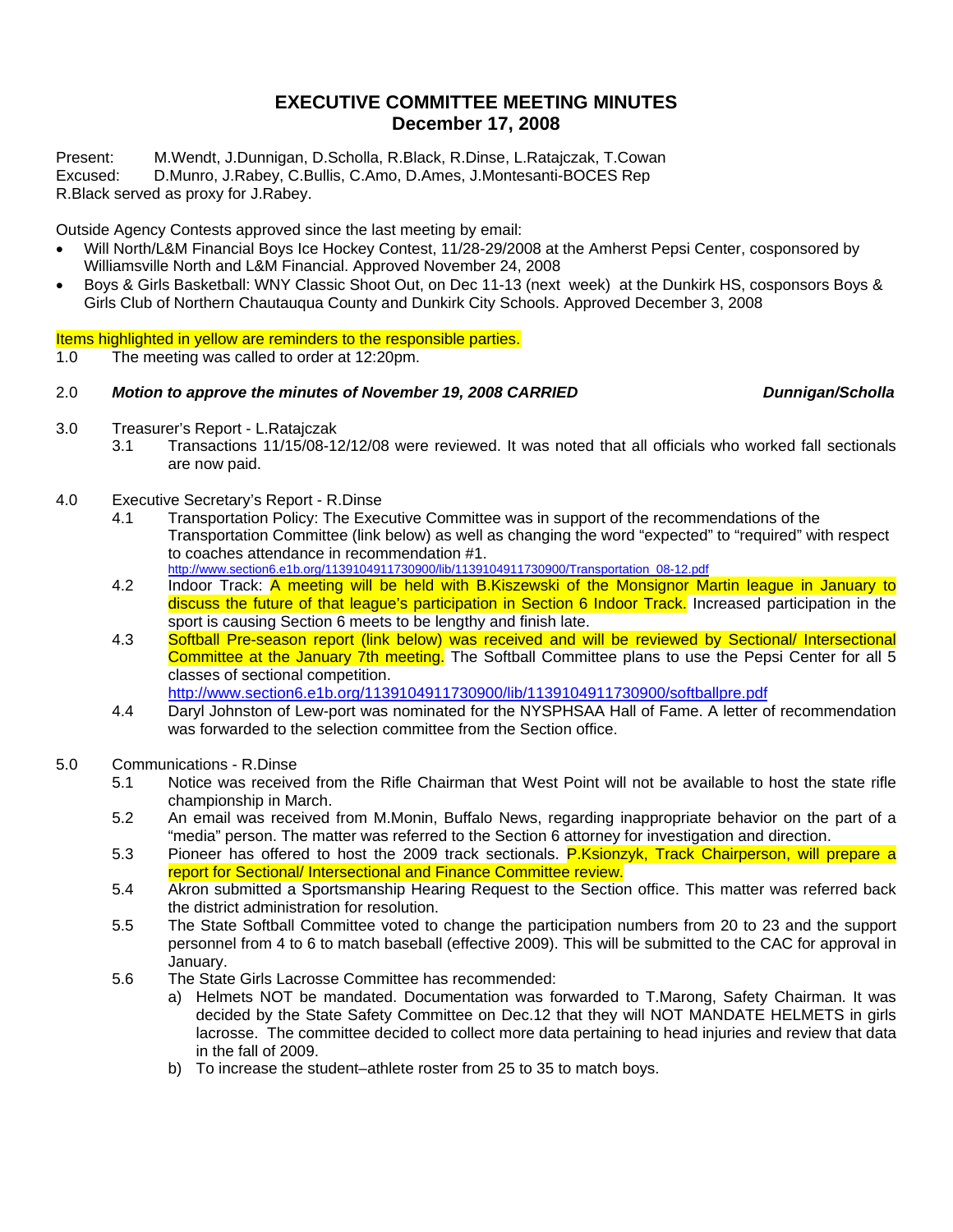# EXECUTIVE COMMITTEE MEETING MINUTES
## December 17, 2008

Present: M.Wendt, J.Dunnigan, D.Scholla, R.Black, R.Dinse, L.Ratajczak, T.Cowan
Excused: D.Munro, J.Rabey, C.Bullis, C.Amo, D.Ames, J.Montesanti-BOCES Rep
R.Black served as proxy for J.Rabey.

Outside Agency Contests approved since the last meeting by email:

- Will North/L&M Financial Boys Ice Hockey Contest, 11/28-29/2008 at the Amherst Pepsi Center, cosponsored by Williamsville North and L&M Financial. Approved November 24, 2008
- Boys & Girls Basketball: WNY Classic Shoot Out, on Dec 11-13 (next week) at the Dunkirk HS, cosponsors Boys & Girls Club of Northern Chautauqua County and Dunkirk City Schools. Approved December 3, 2008

Items highlighted in yellow are reminders to the responsible parties.

1.0 The meeting was called to order at 12:20pm.

2.0 ***Motion to approve the minutes of November 19, 2008 CARRIED*** ***Dunnigan/Scholla***

3.0 Treasurer's Report - L.Ratajczak
  3.1 Transactions 11/15/08-12/12/08 were reviewed. It was noted that all officials who worked fall sectionals are now paid.

4.0 Executive Secretary's Report - R.Dinse
  4.1 Transportation Policy: The Executive Committee was in support of the recommendations of the Transportation Committee (link below) as well as changing the word "expected" to "required" with respect to coaches attendance in recommendation #1.
  http://www.section6.e1b.org/1139104911730900/lib/1139104911730900/Transportation_08-12.pdf
  4.2 Indoor Track: A meeting will be held with B.Kiszewski of the Monsignor Martin league in January to discuss the future of that league's participation in Section 6 Indoor Track. Increased participation in the sport is causing Section 6 meets to be lengthy and finish late.
  4.3 Softball Pre-season report (link below) was received and will be reviewed by Sectional/ Intersectional Committee at the January 7th meeting. The Softball Committee plans to use the Pepsi Center for all 5 classes of sectional competition.
  http://www.section6.e1b.org/1139104911730900/lib/1139104911730900/softballpre.pdf
  4.4 Daryl Johnston of Lew-port was nominated for the NYSPHSAA Hall of Fame. A letter of recommendation was forwarded to the selection committee from the Section office.

5.0 Communications - R.Dinse
  5.1 Notice was received from the Rifle Chairman that West Point will not be available to host the state rifle championship in March.
  5.2 An email was received from M.Monin, Buffalo News, regarding inappropriate behavior on the part of a "media" person. The matter was referred to the Section 6 attorney for investigation and direction.
  5.3 Pioneer has offered to host the 2009 track sectionals. P.Ksionzyk, Track Chairperson, will prepare a report for Sectional/ Intersectional and Finance Committee review.
  5.4 Akron submitted a Sportsmanship Hearing Request to the Section office. This matter was referred back the district administration for resolution.
  5.5 The State Softball Committee voted to change the participation numbers from 20 to 23 and the support personnel from 4 to 6 to match baseball (effective 2009). This will be submitted to the CAC for approval in January.
  5.6 The State Girls Lacrosse Committee has recommended:
    a) Helmets NOT be mandated. Documentation was forwarded to T.Marong, Safety Chairman. It was decided by the State Safety Committee on Dec.12 that they will NOT MANDATE HELMETS in girls lacrosse. The committee decided to collect more data pertaining to head injuries and review that data in the fall of 2009.
    b) To increase the student–athlete roster from 25 to 35 to match boys.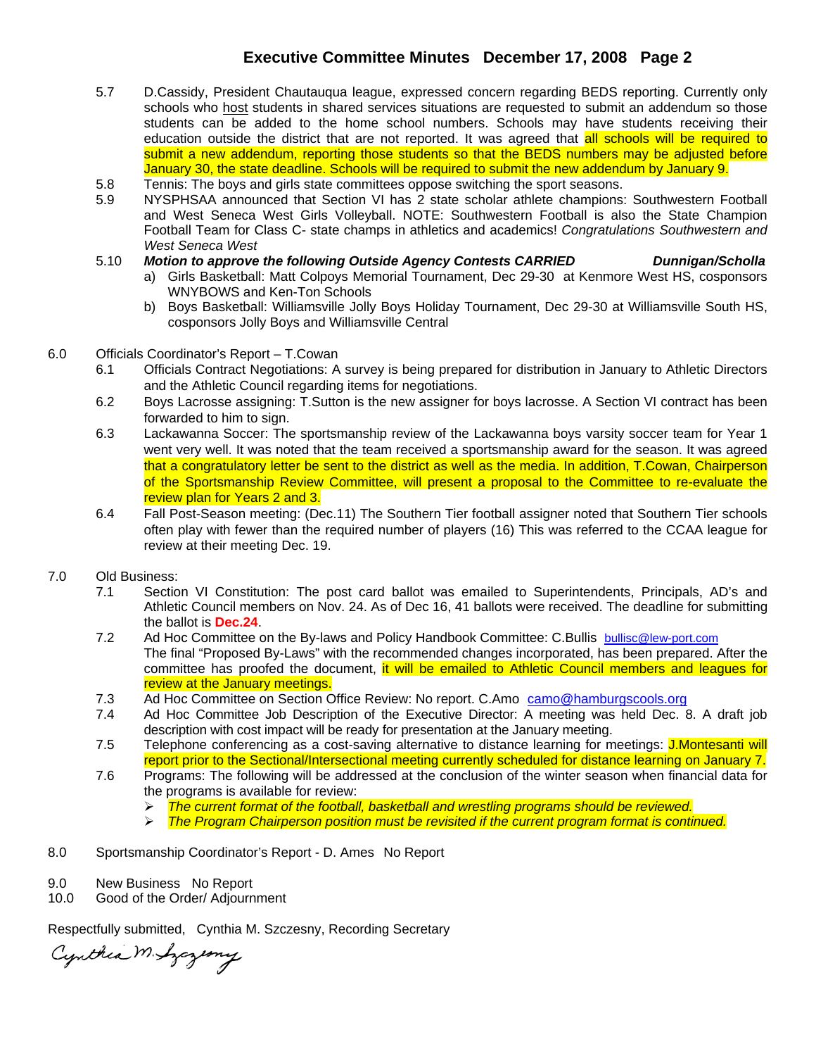# Executive Committee Minutes December 17, 2008 Page 2

- 5.7 D.Cassidy, President Chautauqua league, expressed concern regarding BEDS reporting. Currently only schools who host students in shared services situations are requested to submit an addendum so those students can be added to the home school numbers. Schools may have students receiving their education outside the district that are not reported. It was agreed that all schools will be required to submit a new addendum, reporting those students so that the BEDS numbers may be adjusted before January 30, the state deadline. Schools will be required to submit the new addendum by January 9.
- 5.8 Tennis: The boys and girls state committees oppose switching the sport seasons.
- 5.9 NYSPHSAA announced that Section VI has 2 state scholar athlete champions: Southwestern Football and West Seneca West Girls Volleyball. NOTE: Southwestern Football is also the State Champion Football Team for Class C- state champs in athletics and academics! *Congratulations Southwestern and West Seneca West*
- 5.10 ***Motion to approve the following Outside Agency Contests CARRIED*** ***Dunnigan/Scholla***
  - a) Girls Basketball: Matt Colpoys Memorial Tournament, Dec 29-30 at Kenmore West HS, cosponsors WNYBOWS and Ken-Ton Schools
  - b) Boys Basketball: Williamsville Jolly Boys Holiday Tournament, Dec 29-30 at Williamsville South HS, cosponsors Jolly Boys and Williamsville Central

6.0 Officials Coordinator's Report – T.Cowan

- 6.1 Officials Contract Negotiations: A survey is being prepared for distribution in January to Athletic Directors and the Athletic Council regarding items for negotiations.
- 6.2 Boys Lacrosse assigning: T.Sutton is the new assigner for boys lacrosse. A Section VI contract has been forwarded to him to sign.
- 6.3 Lackawanna Soccer: The sportsmanship review of the Lackawanna boys varsity soccer team for Year 1 went very well. It was noted that the team received a sportsmanship award for the season. It was agreed that a congratulatory letter be sent to the district as well as the media. In addition, T.Cowan, Chairperson of the Sportsmanship Review Committee, will present a proposal to the Committee to re-evaluate the review plan for Years 2 and 3.
- 6.4 Fall Post-Season meeting: (Dec.11) The Southern Tier football assigner noted that Southern Tier schools often play with fewer than the required number of players (16) This was referred to the CCAA league for review at their meeting Dec. 19.

7.0 Old Business:

- 7.1 Section VI Constitution: The post card ballot was emailed to Superintendents, Principals, AD's and Athletic Council members on Nov. 24. As of Dec 16, 41 ballots were received. The deadline for submitting the ballot is **Dec.24**.
- 7.2 Ad Hoc Committee on the By-laws and Policy Handbook Committee: C.Bullis bullisc@lew-port.com
  The final "Proposed By-Laws" with the recommended changes incorporated, has been prepared. After the committee has proofed the document, it will be emailed to Athletic Council members and leagues for review at the January meetings.
- 7.3 Ad Hoc Committee on Section Office Review: No report. C.Amo camo@hamburgscools.org
- 7.4 Ad Hoc Committee Job Description of the Executive Director: A meeting was held Dec. 8. A draft job description with cost impact will be ready for presentation at the January meeting.
- 7.5 Telephone conferencing as a cost-saving alternative to distance learning for meetings: J.Montesanti will report prior to the Sectional/Intersectional meeting currently scheduled for distance learning on January 7.
- 7.6 Programs: The following will be addressed at the conclusion of the winter season when financial data for the programs is available for review:
  - *The current format of the football, basketball and wrestling programs should be reviewed.*
  - *The Program Chairperson position must be revisited if the current program format is continued.*

8.0 Sportsmanship Coordinator's Report - D. Ames No Report

9.0 New Business No Report

10.0 Good of the Order/ Adjournment

Respectfully submitted, Cynthia M. Szczesny, Recording Secretary

Cynthia M. Szczesny